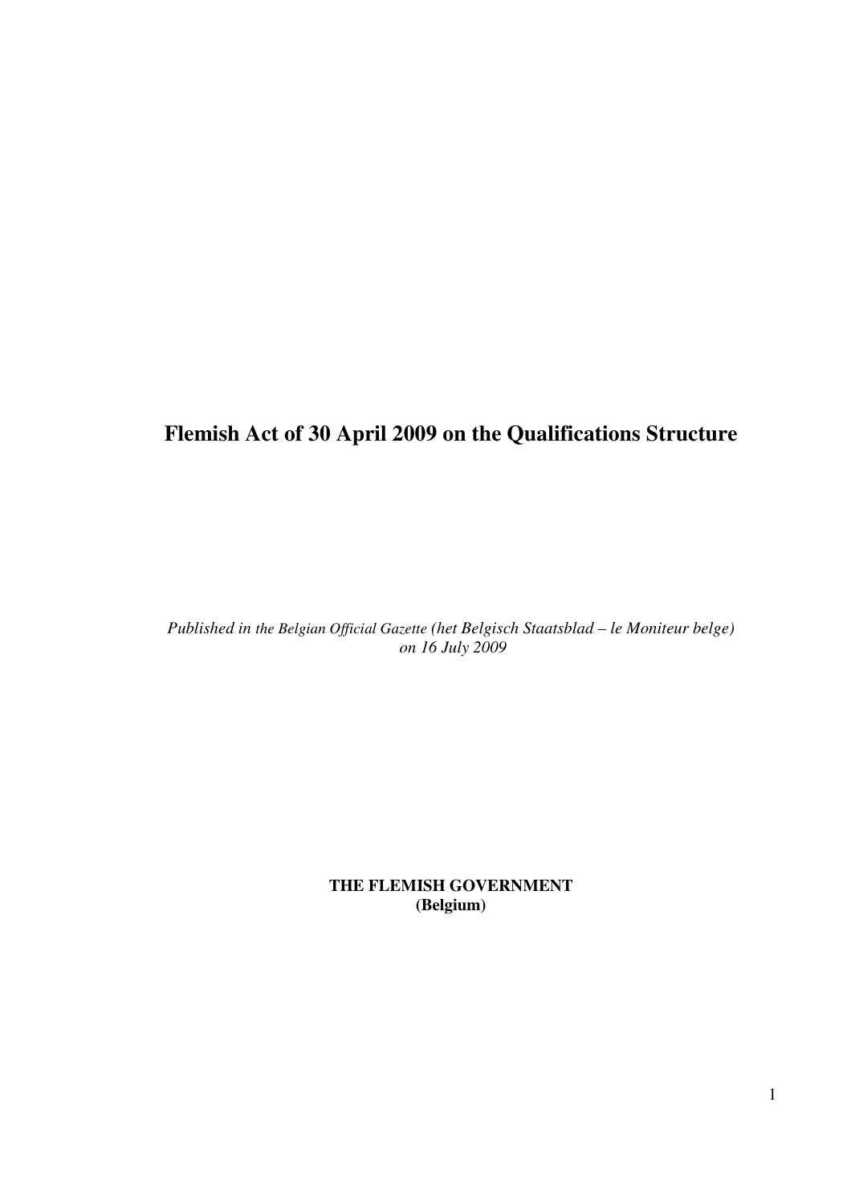# Flemish Act of 30 April 2009 on the Qualifications Structure

*Published in the Belgian Official Gazette (het Belgisch Staatsblad – le Moniteur belge) on 16 July 2009*

**THE FLEMISH GOVERNMENT**
**(Belgium)**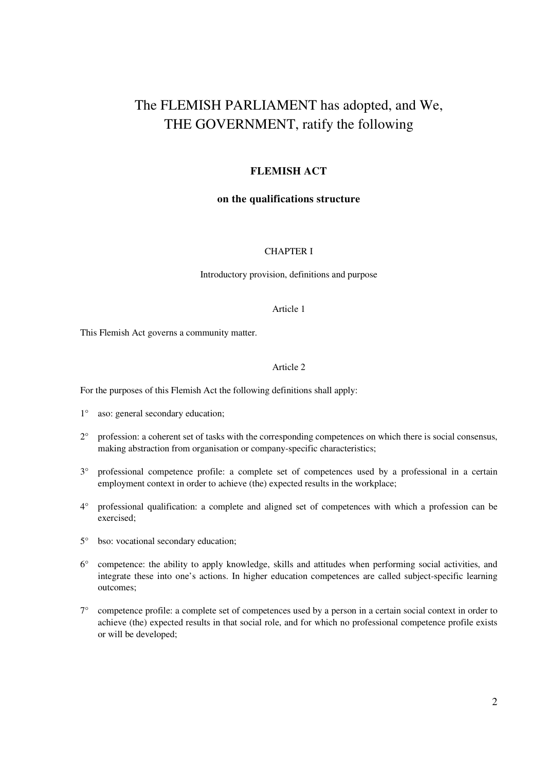# The FLEMISH PARLIAMENT has adopted, and We, THE GOVERNMENT, ratify the following

## FLEMISH ACT

### on the qualifications structure

CHAPTER I

Introductory provision, definitions and purpose

Article 1

This Flemish Act governs a community matter.

Article 2

For the purposes of this Flemish Act the following definitions shall apply:

1° aso: general secondary education;

2° profession: a coherent set of tasks with the corresponding competences on which there is social consensus, making abstraction from organisation or company-specific characteristics;

3° professional competence profile: a complete set of competences used by a professional in a certain employment context in order to achieve (the) expected results in the workplace;

4° professional qualification: a complete and aligned set of competences with which a profession can be exercised;

5° bso: vocational secondary education;

6° competence: the ability to apply knowledge, skills and attitudes when performing social activities, and integrate these into one's actions. In higher education competences are called subject-specific learning outcomes;

7° competence profile: a complete set of competences used by a person in a certain social context in order to achieve (the) expected results in that social role, and for which no professional competence profile exists or will be developed;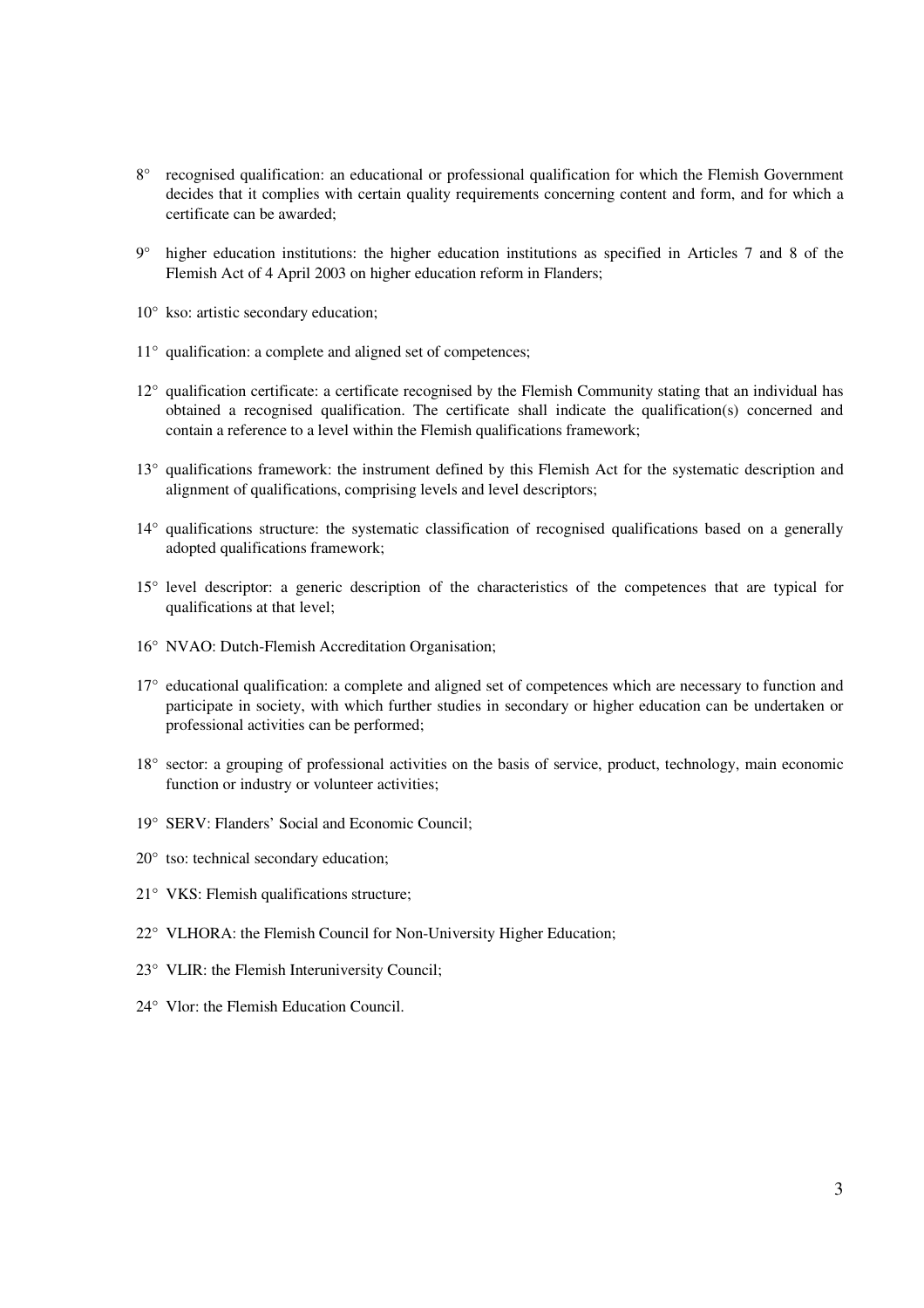8° recognised qualification: an educational or professional qualification for which the Flemish Government decides that it complies with certain quality requirements concerning content and form, and for which a certificate can be awarded;

9° higher education institutions: the higher education institutions as specified in Articles 7 and 8 of the Flemish Act of 4 April 2003 on higher education reform in Flanders;

10° kso: artistic secondary education;

11° qualification: a complete and aligned set of competences;

12° qualification certificate: a certificate recognised by the Flemish Community stating that an individual has obtained a recognised qualification. The certificate shall indicate the qualification(s) concerned and contain a reference to a level within the Flemish qualifications framework;

13° qualifications framework: the instrument defined by this Flemish Act for the systematic description and alignment of qualifications, comprising levels and level descriptors;

14° qualifications structure: the systematic classification of recognised qualifications based on a generally adopted qualifications framework;

15° level descriptor: a generic description of the characteristics of the competences that are typical for qualifications at that level;

16° NVAO: Dutch-Flemish Accreditation Organisation;

17° educational qualification: a complete and aligned set of competences which are necessary to function and participate in society, with which further studies in secondary or higher education can be undertaken or professional activities can be performed;

18° sector: a grouping of professional activities on the basis of service, product, technology, main economic function or industry or volunteer activities;

19° SERV: Flanders' Social and Economic Council;

20° tso: technical secondary education;

21° VKS: Flemish qualifications structure;

22° VLHORA: the Flemish Council for Non-University Higher Education;

23° VLIR: the Flemish Interuniversity Council;

24° Vlor: the Flemish Education Council.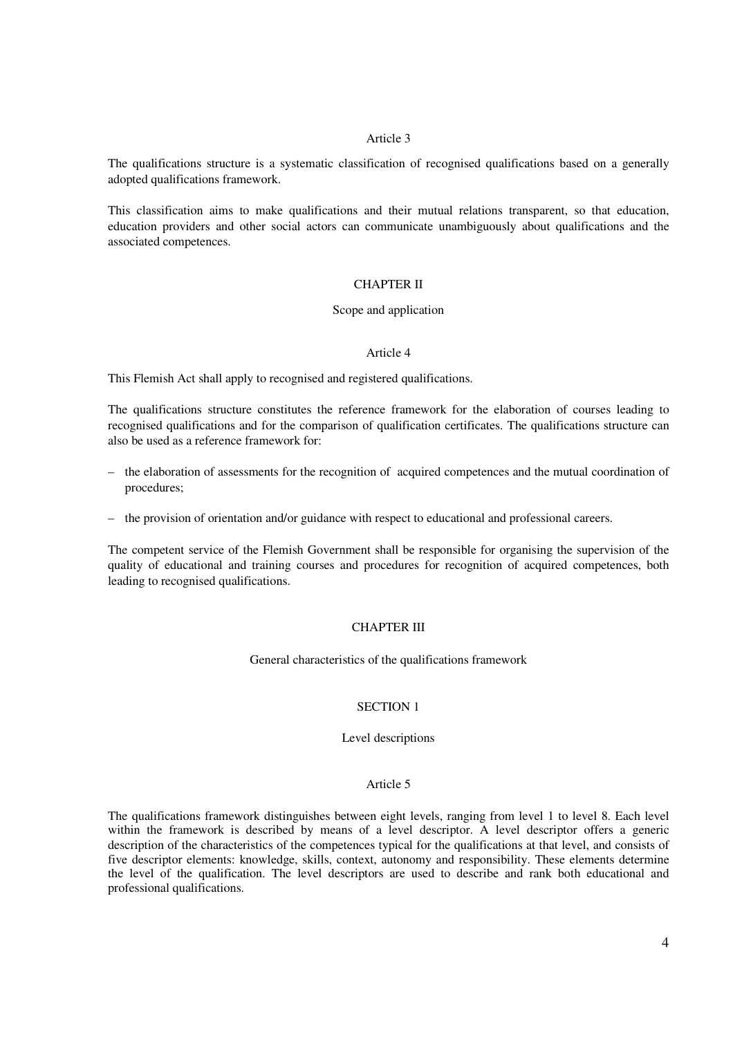### Article 3

The qualifications structure is a systematic classification of recognised qualifications based on a generally adopted qualifications framework.

This classification aims to make qualifications and their mutual relations transparent, so that education, education providers and other social actors can communicate unambiguously about qualifications and the associated competences.

## CHAPTER II

## Scope and application

### Article 4

This Flemish Act shall apply to recognised and registered qualifications.

The qualifications structure constitutes the reference framework for the elaboration of courses leading to recognised qualifications and for the comparison of qualification certificates. The qualifications structure can also be used as a reference framework for:

– the elaboration of assessments for the recognition of acquired competences and the mutual coordination of procedures;

– the provision of orientation and/or guidance with respect to educational and professional careers.

The competent service of the Flemish Government shall be responsible for organising the supervision of the quality of educational and training courses and procedures for recognition of acquired competences, both leading to recognised qualifications.

## CHAPTER III

## General characteristics of the qualifications framework

### SECTION 1

### Level descriptions

### Article 5

The qualifications framework distinguishes between eight levels, ranging from level 1 to level 8. Each level within the framework is described by means of a level descriptor. A level descriptor offers a generic description of the characteristics of the competences typical for the qualifications at that level, and consists of five descriptor elements: knowledge, skills, context, autonomy and responsibility. These elements determine the level of the qualification. The level descriptors are used to describe and rank both educational and professional qualifications.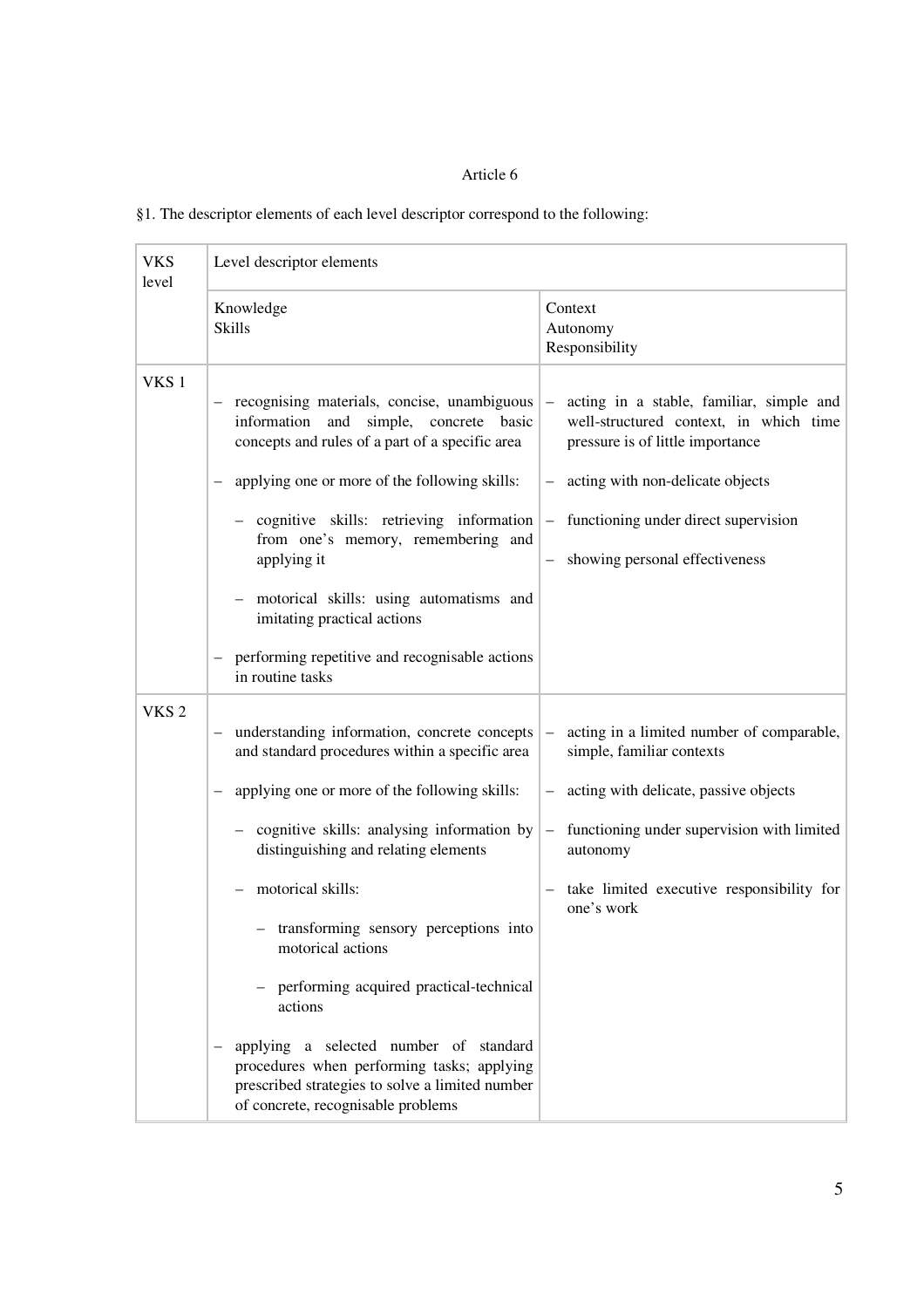Article 6

§1. The descriptor elements of each level descriptor correspond to the following:

| VKS level | Level descriptor elements | |
|---|---|---|
| | Knowledge<br>Skills | Context<br>Autonomy<br>Responsibility |
| VKS 1 | – recognising materials, concise, unambiguous information and simple, concrete basic concepts and rules of a part of a specific area<br><br>– applying one or more of the following skills:<br><br>– cognitive skills: retrieving information from one's memory, remembering and applying it<br><br>– motorical skills: using automatisms and imitating practical actions<br><br>– performing repetitive and recognisable actions in routine tasks | – acting in a stable, familiar, simple and well-structured context, in which time pressure is of little importance<br><br>– acting with non-delicate objects<br><br>– functioning under direct supervision<br><br>– showing personal effectiveness |
| VKS 2 | – understanding information, concrete concepts and standard procedures within a specific area<br><br>– applying one or more of the following skills:<br><br>– cognitive skills: analysing information by distinguishing and relating elements<br><br>– motorical skills:<br><br>– transforming sensory perceptions into motorical actions<br><br>– performing acquired practical-technical actions<br><br>– applying a selected number of standard procedures when performing tasks; applying prescribed strategies to solve a limited number of concrete, recognisable problems | – acting in a limited number of comparable, simple, familiar contexts<br><br>– acting with delicate, passive objects<br><br>– functioning under supervision with limited autonomy<br><br>– take limited executive responsibility for one's work |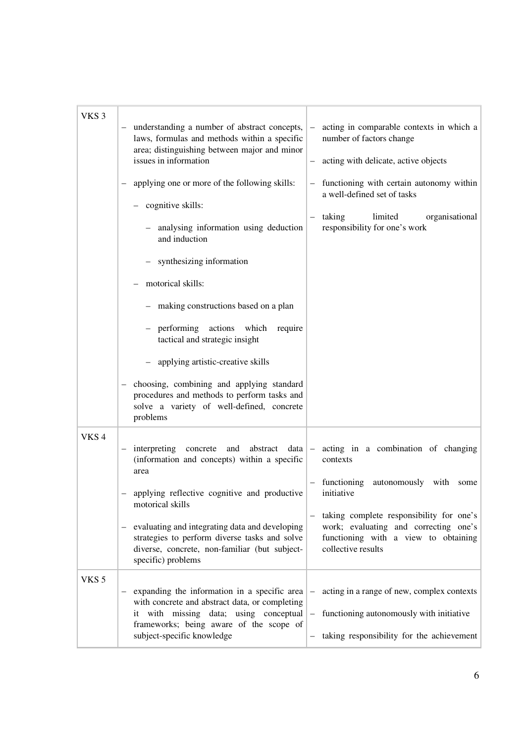| | | |
|---|---|---|
| VKS 3 | – understanding a number of abstract concepts, laws, formulas and methods within a specific area; distinguishing between major and minor issues in information<br><br>– applying one or more of the following skills:<br>  – cognitive skills:<br>    – analysing information using deduction and induction<br>    – synthesizing information<br>  – motorical skills:<br>    – making constructions based on a plan<br>    – performing actions which require tactical and strategic insight<br>    – applying artistic-creative skills<br><br>– choosing, combining and applying standard procedures and methods to perform tasks and solve a variety of well-defined, concrete problems | – acting in comparable contexts in which a number of factors change<br><br>– acting with delicate, active objects<br><br>– functioning with certain autonomy within a well-defined set of tasks<br><br>– taking limited organisational responsibility for one's work |
| VKS 4 | – interpreting concrete and abstract data (information and concepts) within a specific area<br><br>– applying reflective cognitive and productive motorical skills<br><br>– evaluating and integrating data and developing strategies to perform diverse tasks and solve diverse, concrete, non-familiar (but subject-specific) problems | – acting in a combination of changing contexts<br><br>– functioning autonomously with some initiative<br><br>– taking complete responsibility for one's work; evaluating and correcting one's functioning with a view to obtaining collective results |
| VKS 5 | – expanding the information in a specific area with concrete and abstract data, or completing it with missing data; using conceptual frameworks; being aware of the scope of subject-specific knowledge | – acting in a range of new, complex contexts<br><br>– functioning autonomously with initiative<br><br>– taking responsibility for the achievement |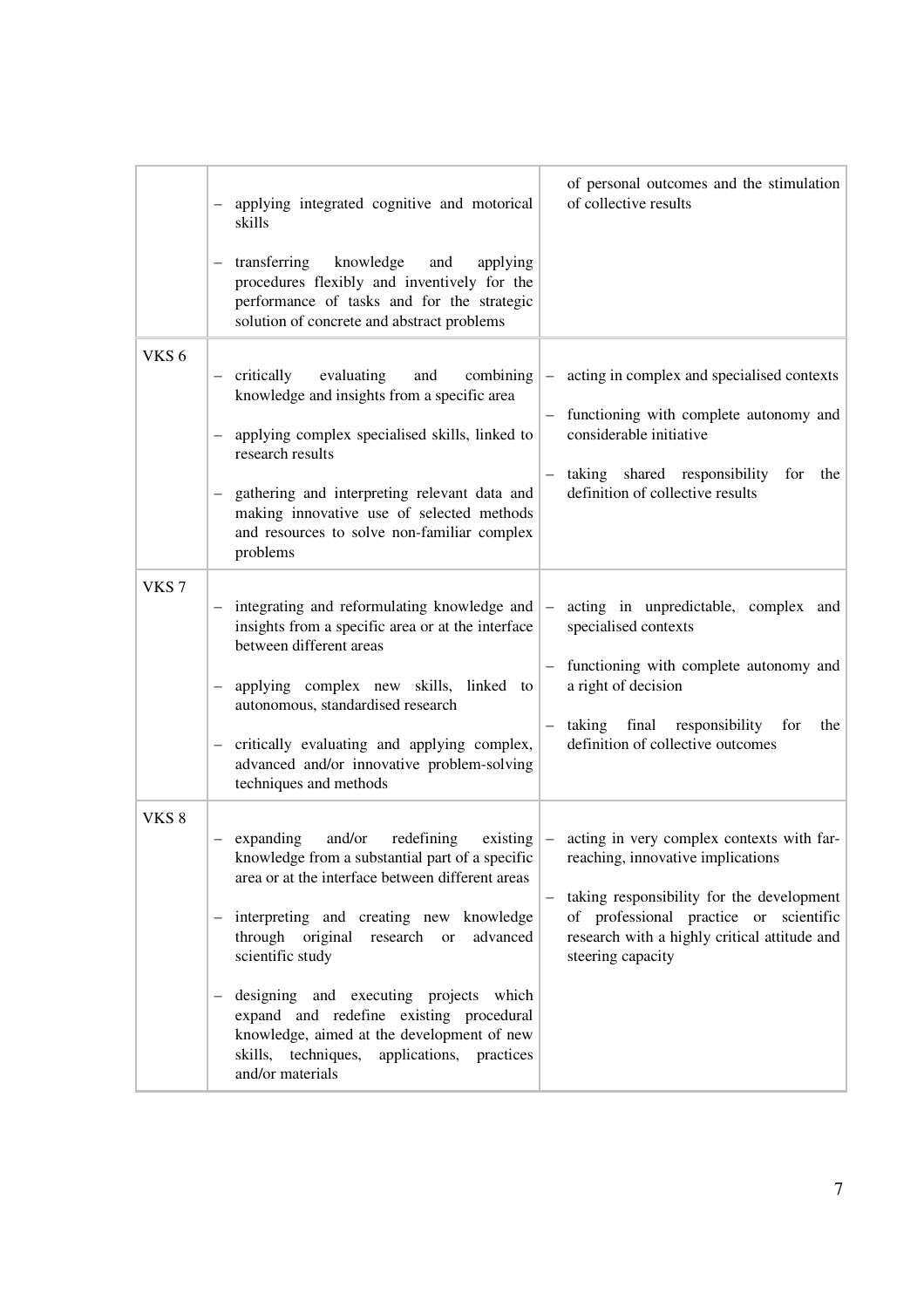| | | |
|---|---|---|
| | – applying integrated cognitive and motorical skills<br><br>– transferring knowledge and applying procedures flexibly and inventively for the performance of tasks and for the strategic solution of concrete and abstract problems | of personal outcomes and the stimulation of collective results |
| VKS 6 | – critically evaluating and combining knowledge and insights from a specific area<br><br>– applying complex specialised skills, linked to research results<br><br>– gathering and interpreting relevant data and making innovative use of selected methods and resources to solve non-familiar complex problems | – acting in complex and specialised contexts<br><br>– functioning with complete autonomy and considerable initiative<br><br>– taking shared responsibility for the definition of collective results |
| VKS 7 | – integrating and reformulating knowledge and insights from a specific area or at the interface between different areas<br><br>– applying complex new skills, linked to autonomous, standardised research<br><br>– critically evaluating and applying complex, advanced and/or innovative problem-solving techniques and methods | – acting in unpredictable, complex and specialised contexts<br><br>– functioning with complete autonomy and a right of decision<br><br>– taking final responsibility for the definition of collective outcomes |
| VKS 8 | – expanding and/or redefining existing knowledge from a substantial part of a specific area or at the interface between different areas<br><br>– interpreting and creating new knowledge through original research or advanced scientific study<br><br>– designing and executing projects which expand and redefine existing procedural knowledge, aimed at the development of new skills, techniques, applications, practices and/or materials | – acting in very complex contexts with far-reaching, innovative implications<br><br>– taking responsibility for the development of professional practice or scientific research with a highly critical attitude and steering capacity |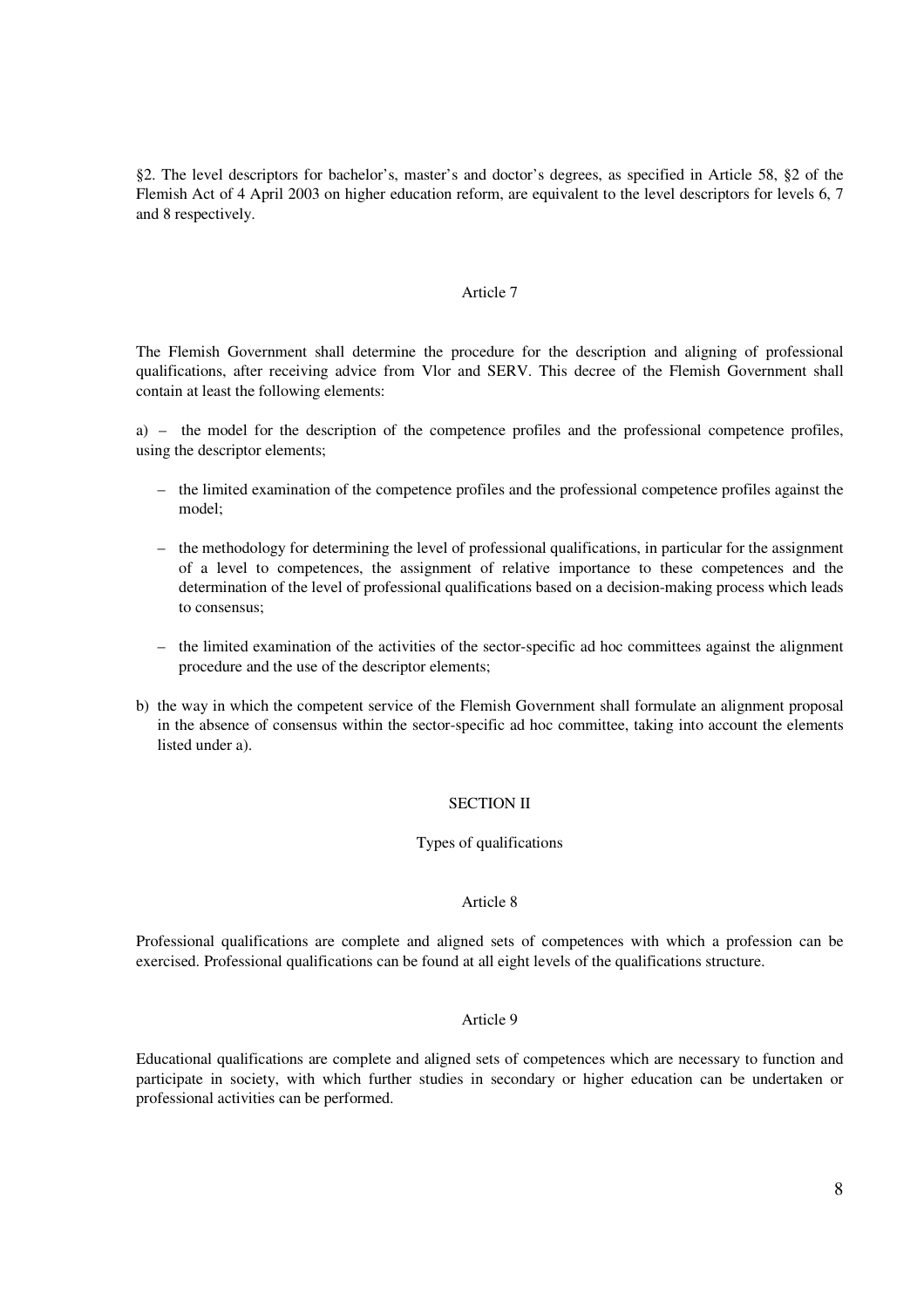§2. The level descriptors for bachelor's, master's and doctor's degrees, as specified in Article 58, §2 of the Flemish Act of 4 April 2003 on higher education reform, are equivalent to the level descriptors for levels 6, 7 and 8 respectively.

### Article 7

The Flemish Government shall determine the procedure for the description and aligning of professional qualifications, after receiving advice from Vlor and SERV. This decree of the Flemish Government shall contain at least the following elements:

a) – the model for the description of the competence profiles and the professional competence profiles, using the descriptor elements;

- the limited examination of the competence profiles and the professional competence profiles against the model;
- the methodology for determining the level of professional qualifications, in particular for the assignment of a level to competences, the assignment of relative importance to these competences and the determination of the level of professional qualifications based on a decision-making process which leads to consensus;
- the limited examination of the activities of the sector-specific ad hoc committees against the alignment procedure and the use of the descriptor elements;

b) the way in which the competent service of the Flemish Government shall formulate an alignment proposal in the absence of consensus within the sector-specific ad hoc committee, taking into account the elements listed under a).

## SECTION II

### Types of qualifications

### Article 8

Professional qualifications are complete and aligned sets of competences with which a profession can be exercised. Professional qualifications can be found at all eight levels of the qualifications structure.

### Article 9

Educational qualifications are complete and aligned sets of competences which are necessary to function and participate in society, with which further studies in secondary or higher education can be undertaken or professional activities can be performed.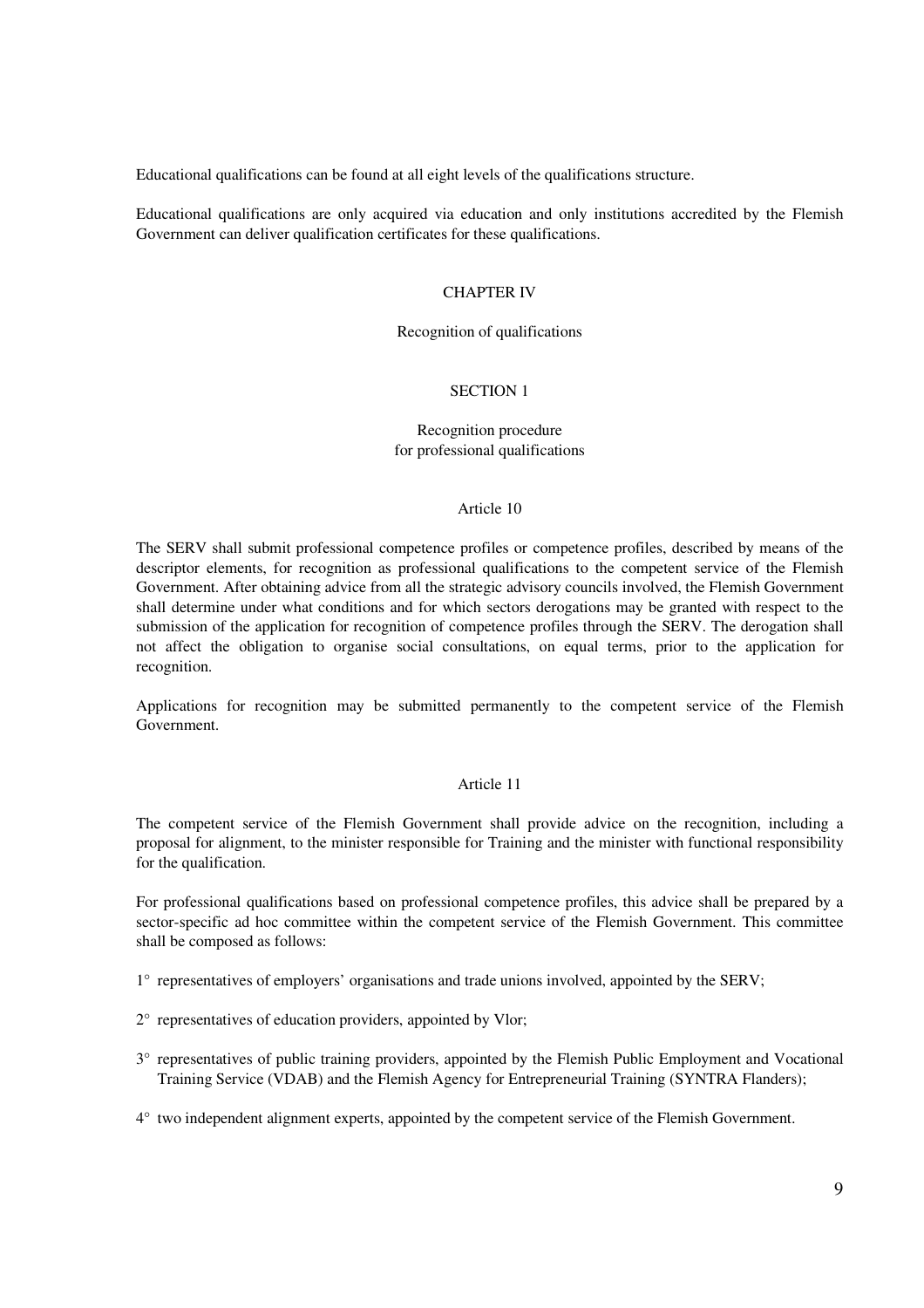Educational qualifications can be found at all eight levels of the qualifications structure.

Educational qualifications are only acquired via education and only institutions accredited by the Flemish Government can deliver qualification certificates for these qualifications.

## CHAPTER IV

## Recognition of qualifications

### SECTION 1

### Recognition procedure for professional qualifications

#### Article 10

The SERV shall submit professional competence profiles or competence profiles, described by means of the descriptor elements, for recognition as professional qualifications to the competent service of the Flemish Government. After obtaining advice from all the strategic advisory councils involved, the Flemish Government shall determine under what conditions and for which sectors derogations may be granted with respect to the submission of the application for recognition of competence profiles through the SERV. The derogation shall not affect the obligation to organise social consultations, on equal terms, prior to the application for recognition.

Applications for recognition may be submitted permanently to the competent service of the Flemish Government.

#### Article 11

The competent service of the Flemish Government shall provide advice on the recognition, including a proposal for alignment, to the minister responsible for Training and the minister with functional responsibility for the qualification.

For professional qualifications based on professional competence profiles, this advice shall be prepared by a sector-specific ad hoc committee within the competent service of the Flemish Government. This committee shall be composed as follows:

1° representatives of employers' organisations and trade unions involved, appointed by the SERV;

2° representatives of education providers, appointed by Vlor;

3° representatives of public training providers, appointed by the Flemish Public Employment and Vocational Training Service (VDAB) and the Flemish Agency for Entrepreneurial Training (SYNTRA Flanders);

4° two independent alignment experts, appointed by the competent service of the Flemish Government.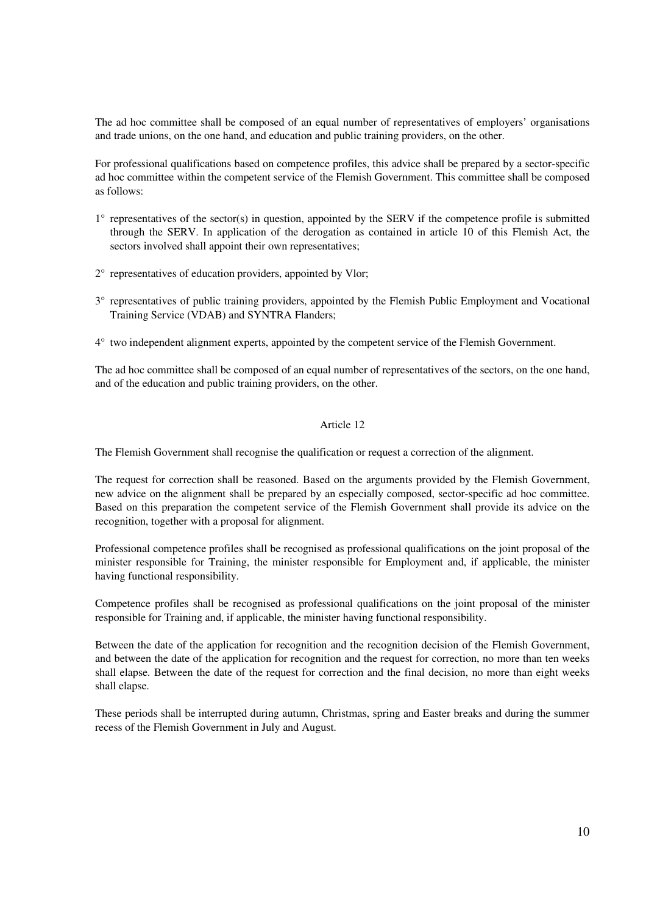The ad hoc committee shall be composed of an equal number of representatives of employers' organisations and trade unions, on the one hand, and education and public training providers, on the other.

For professional qualifications based on competence profiles, this advice shall be prepared by a sector-specific ad hoc committee within the competent service of the Flemish Government. This committee shall be composed as follows:

1° representatives of the sector(s) in question, appointed by the SERV if the competence profile is submitted through the SERV. In application of the derogation as contained in article 10 of this Flemish Act, the sectors involved shall appoint their own representatives;

2° representatives of education providers, appointed by Vlor;

3° representatives of public training providers, appointed by the Flemish Public Employment and Vocational Training Service (VDAB) and SYNTRA Flanders;

4° two independent alignment experts, appointed by the competent service of the Flemish Government.

The ad hoc committee shall be composed of an equal number of representatives of the sectors, on the one hand, and of the education and public training providers, on the other.

### Article 12

The Flemish Government shall recognise the qualification or request a correction of the alignment.

The request for correction shall be reasoned. Based on the arguments provided by the Flemish Government, new advice on the alignment shall be prepared by an especially composed, sector-specific ad hoc committee. Based on this preparation the competent service of the Flemish Government shall provide its advice on the recognition, together with a proposal for alignment.

Professional competence profiles shall be recognised as professional qualifications on the joint proposal of the minister responsible for Training, the minister responsible for Employment and, if applicable, the minister having functional responsibility.

Competence profiles shall be recognised as professional qualifications on the joint proposal of the minister responsible for Training and, if applicable, the minister having functional responsibility.

Between the date of the application for recognition and the recognition decision of the Flemish Government, and between the date of the application for recognition and the request for correction, no more than ten weeks shall elapse. Between the date of the request for correction and the final decision, no more than eight weeks shall elapse.

These periods shall be interrupted during autumn, Christmas, spring and Easter breaks and during the summer recess of the Flemish Government in July and August.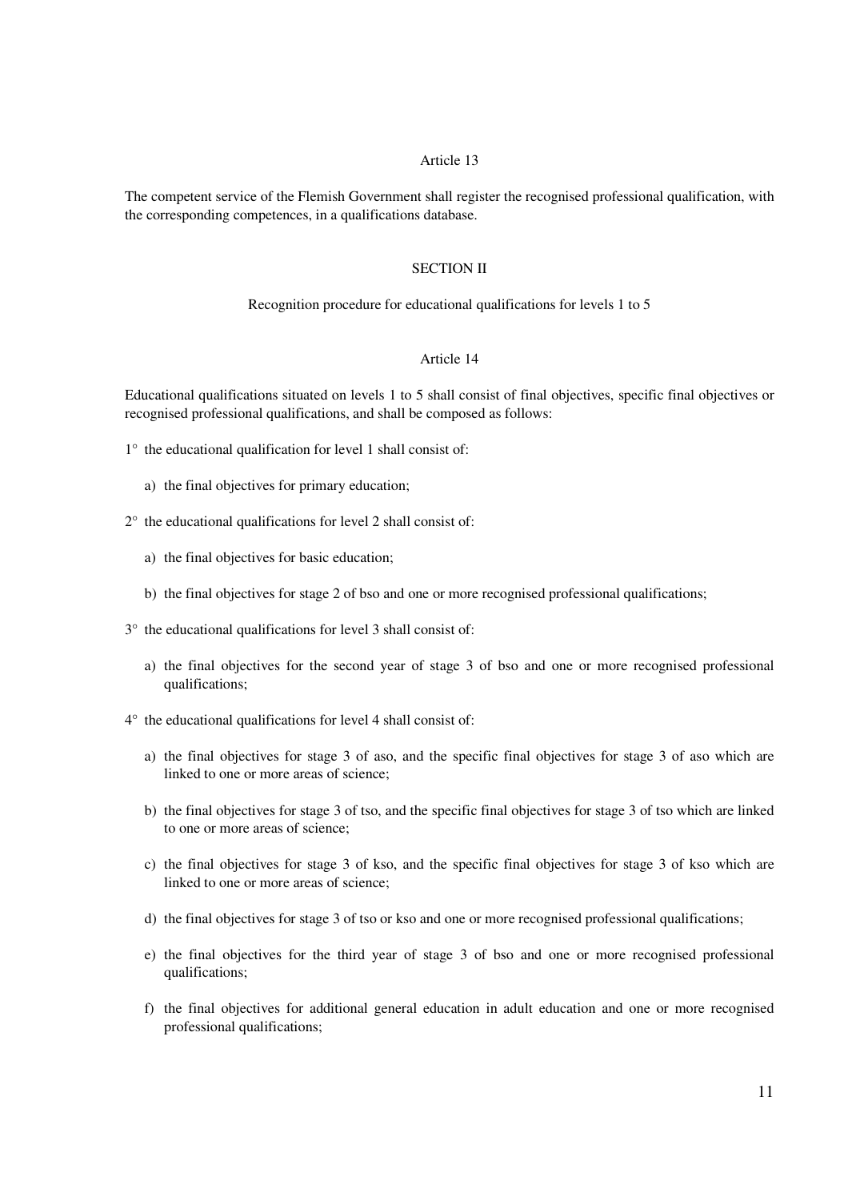### Article 13

The competent service of the Flemish Government shall register the recognised professional qualification, with the corresponding competences, in a qualifications database.

## SECTION II

### Recognition procedure for educational qualifications for levels 1 to 5

### Article 14

Educational qualifications situated on levels 1 to 5 shall consist of final objectives, specific final objectives or recognised professional qualifications, and shall be composed as follows:

1° the educational qualification for level 1 shall consist of:

   a) the final objectives for primary education;

2° the educational qualifications for level 2 shall consist of:

   a) the final objectives for basic education;

   b) the final objectives for stage 2 of bso and one or more recognised professional qualifications;

3° the educational qualifications for level 3 shall consist of:

   a) the final objectives for the second year of stage 3 of bso and one or more recognised professional qualifications;

4° the educational qualifications for level 4 shall consist of:

   a) the final objectives for stage 3 of aso, and the specific final objectives for stage 3 of aso which are linked to one or more areas of science;

   b) the final objectives for stage 3 of tso, and the specific final objectives for stage 3 of tso which are linked to one or more areas of science;

   c) the final objectives for stage 3 of kso, and the specific final objectives for stage 3 of kso which are linked to one or more areas of science;

   d) the final objectives for stage 3 of tso or kso and one or more recognised professional qualifications;

   e) the final objectives for the third year of stage 3 of bso and one or more recognised professional qualifications;

   f) the final objectives for additional general education in adult education and one or more recognised professional qualifications;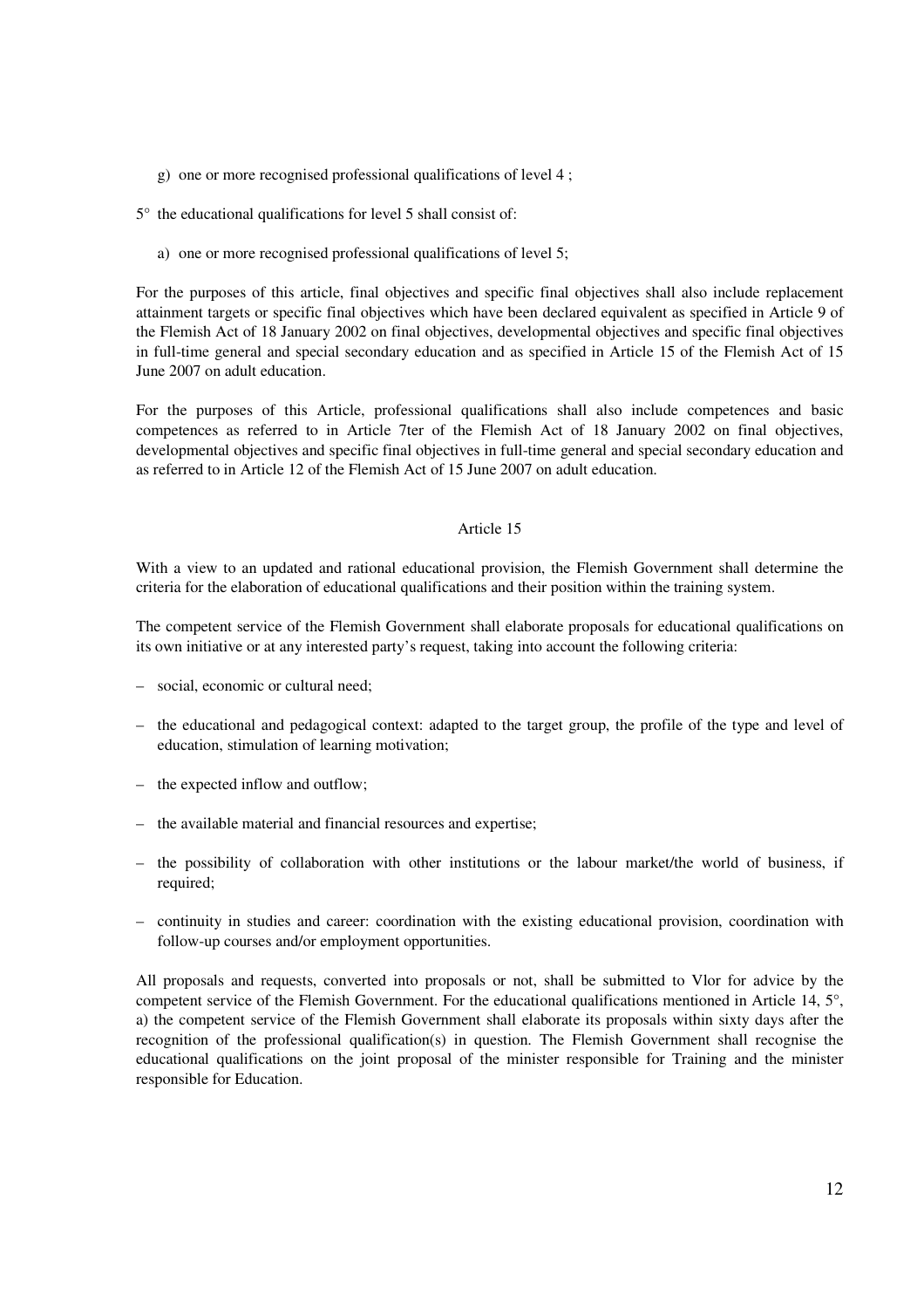g) one or more recognised professional qualifications of level 4 ;

5° the educational qualifications for level 5 shall consist of:

a) one or more recognised professional qualifications of level 5;

For the purposes of this article, final objectives and specific final objectives shall also include replacement attainment targets or specific final objectives which have been declared equivalent as specified in Article 9 of the Flemish Act of 18 January 2002 on final objectives, developmental objectives and specific final objectives in full-time general and special secondary education and as specified in Article 15 of the Flemish Act of 15 June 2007 on adult education.

For the purposes of this Article, professional qualifications shall also include competences and basic competences as referred to in Article 7ter of the Flemish Act of 18 January 2002 on final objectives, developmental objectives and specific final objectives in full-time general and special secondary education and as referred to in Article 12 of the Flemish Act of 15 June 2007 on adult education.

## Article 15

With a view to an updated and rational educational provision, the Flemish Government shall determine the criteria for the elaboration of educational qualifications and their position within the training system.

The competent service of the Flemish Government shall elaborate proposals for educational qualifications on its own initiative or at any interested party's request, taking into account the following criteria:

- social, economic or cultural need;
- the educational and pedagogical context: adapted to the target group, the profile of the type and level of education, stimulation of learning motivation;
- the expected inflow and outflow;
- the available material and financial resources and expertise;
- the possibility of collaboration with other institutions or the labour market/the world of business, if required;
- continuity in studies and career: coordination with the existing educational provision, coordination with follow-up courses and/or employment opportunities.

All proposals and requests, converted into proposals or not, shall be submitted to Vlor for advice by the competent service of the Flemish Government. For the educational qualifications mentioned in Article 14, 5°, a) the competent service of the Flemish Government shall elaborate its proposals within sixty days after the recognition of the professional qualification(s) in question. The Flemish Government shall recognise the educational qualifications on the joint proposal of the minister responsible for Training and the minister responsible for Education.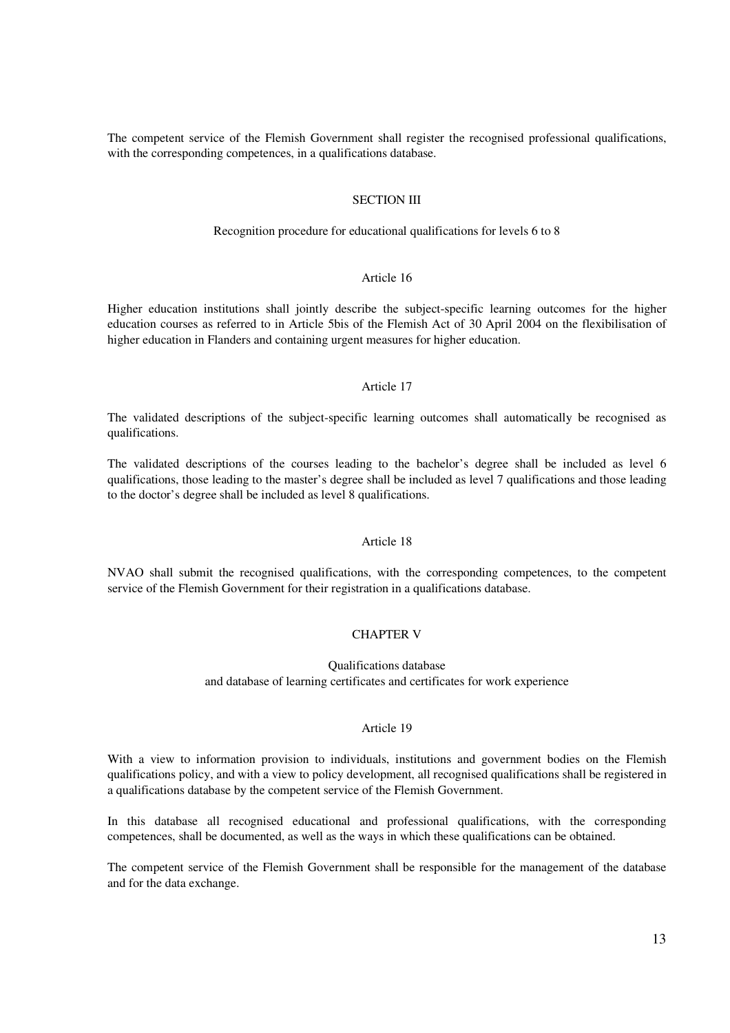The competent service of the Flemish Government shall register the recognised professional qualifications, with the corresponding competences, in a qualifications database.

### SECTION III

#### Recognition procedure for educational qualifications for levels 6 to 8

##### Article 16

Higher education institutions shall jointly describe the subject-specific learning outcomes for the higher education courses as referred to in Article 5bis of the Flemish Act of 30 April 2004 on the flexibilisation of higher education in Flanders and containing urgent measures for higher education.

##### Article 17

The validated descriptions of the subject-specific learning outcomes shall automatically be recognised as qualifications.

The validated descriptions of the courses leading to the bachelor's degree shall be included as level 6 qualifications, those leading to the master's degree shall be included as level 7 qualifications and those leading to the doctor's degree shall be included as level 8 qualifications.

##### Article 18

NVAO shall submit the recognised qualifications, with the corresponding competences, to the competent service of the Flemish Government for their registration in a qualifications database.

## CHAPTER V

### Qualifications database and database of learning certificates and certificates for work experience

##### Article 19

With a view to information provision to individuals, institutions and government bodies on the Flemish qualifications policy, and with a view to policy development, all recognised qualifications shall be registered in a qualifications database by the competent service of the Flemish Government.

In this database all recognised educational and professional qualifications, with the corresponding competences, shall be documented, as well as the ways in which these qualifications can be obtained.

The competent service of the Flemish Government shall be responsible for the management of the database and for the data exchange.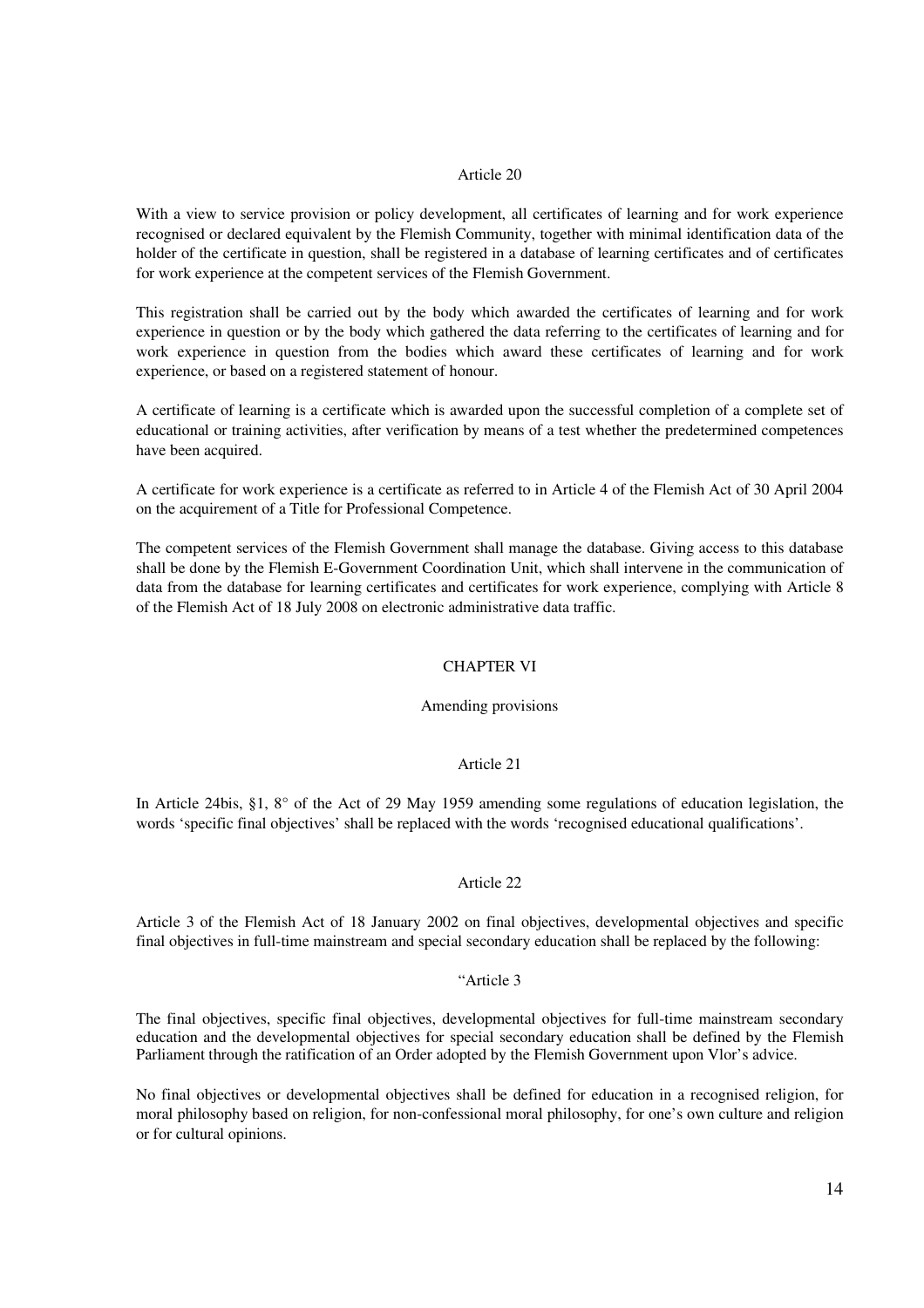### Article 20

With a view to service provision or policy development, all certificates of learning and for work experience recognised or declared equivalent by the Flemish Community, together with minimal identification data of the holder of the certificate in question, shall be registered in a database of learning certificates and of certificates for work experience at the competent services of the Flemish Government.

This registration shall be carried out by the body which awarded the certificates of learning and for work experience in question or by the body which gathered the data referring to the certificates of learning and for work experience in question from the bodies which award these certificates of learning and for work experience, or based on a registered statement of honour.

A certificate of learning is a certificate which is awarded upon the successful completion of a complete set of educational or training activities, after verification by means of a test whether the predetermined competences have been acquired.

A certificate for work experience is a certificate as referred to in Article 4 of the Flemish Act of 30 April 2004 on the acquirement of a Title for Professional Competence.

The competent services of the Flemish Government shall manage the database. Giving access to this database shall be done by the Flemish E-Government Coordination Unit, which shall intervene in the communication of data from the database for learning certificates and certificates for work experience, complying with Article 8 of the Flemish Act of 18 July 2008 on electronic administrative data traffic.

## CHAPTER VI

## Amending provisions

### Article 21

In Article 24bis, §1, 8° of the Act of 29 May 1959 amending some regulations of education legislation, the words 'specific final objectives' shall be replaced with the words 'recognised educational qualifications'.

### Article 22

Article 3 of the Flemish Act of 18 January 2002 on final objectives, developmental objectives and specific final objectives in full-time mainstream and special secondary education shall be replaced by the following:

"Article 3

The final objectives, specific final objectives, developmental objectives for full-time mainstream secondary education and the developmental objectives for special secondary education shall be defined by the Flemish Parliament through the ratification of an Order adopted by the Flemish Government upon Vlor's advice.

No final objectives or developmental objectives shall be defined for education in a recognised religion, for moral philosophy based on religion, for non-confessional moral philosophy, for one's own culture and religion or for cultural opinions.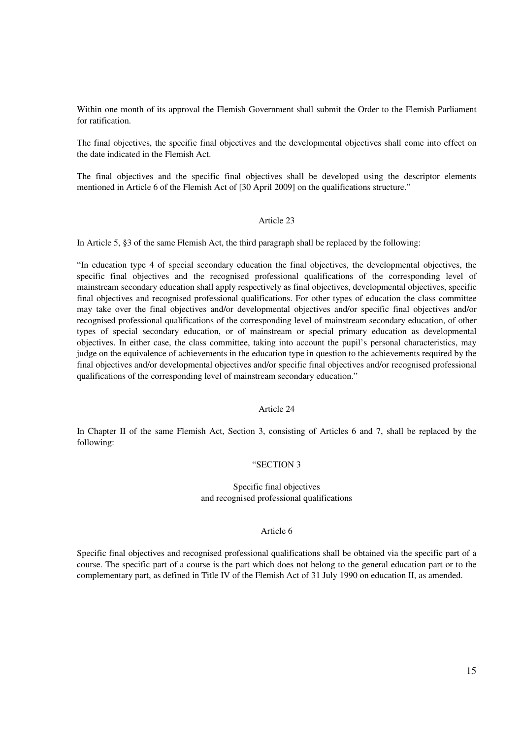Within one month of its approval the Flemish Government shall submit the Order to the Flemish Parliament for ratification.

The final objectives, the specific final objectives and the developmental objectives shall come into effect on the date indicated in the Flemish Act.

The final objectives and the specific final objectives shall be developed using the descriptor elements mentioned in Article 6 of the Flemish Act of [30 April 2009] on the qualifications structure."

Article 23

In Article 5, §3 of the same Flemish Act, the third paragraph shall be replaced by the following:

"In education type 4 of special secondary education the final objectives, the developmental objectives, the specific final objectives and the recognised professional qualifications of the corresponding level of mainstream secondary education shall apply respectively as final objectives, developmental objectives, specific final objectives and recognised professional qualifications. For other types of education the class committee may take over the final objectives and/or developmental objectives and/or specific final objectives and/or recognised professional qualifications of the corresponding level of mainstream secondary education, of other types of special secondary education, or of mainstream or special primary education as developmental objectives. In either case, the class committee, taking into account the pupil's personal characteristics, may judge on the equivalence of achievements in the education type in question to the achievements required by the final objectives and/or developmental objectives and/or specific final objectives and/or recognised professional qualifications of the corresponding level of mainstream secondary education."

Article 24

In Chapter II of the same Flemish Act, Section 3, consisting of Articles 6 and 7, shall be replaced by the following:

"SECTION 3

Specific final objectives
and recognised professional qualifications

Article 6

Specific final objectives and recognised professional qualifications shall be obtained via the specific part of a course. The specific part of a course is the part which does not belong to the general education part or to the complementary part, as defined in Title IV of the Flemish Act of 31 July 1990 on education II, as amended.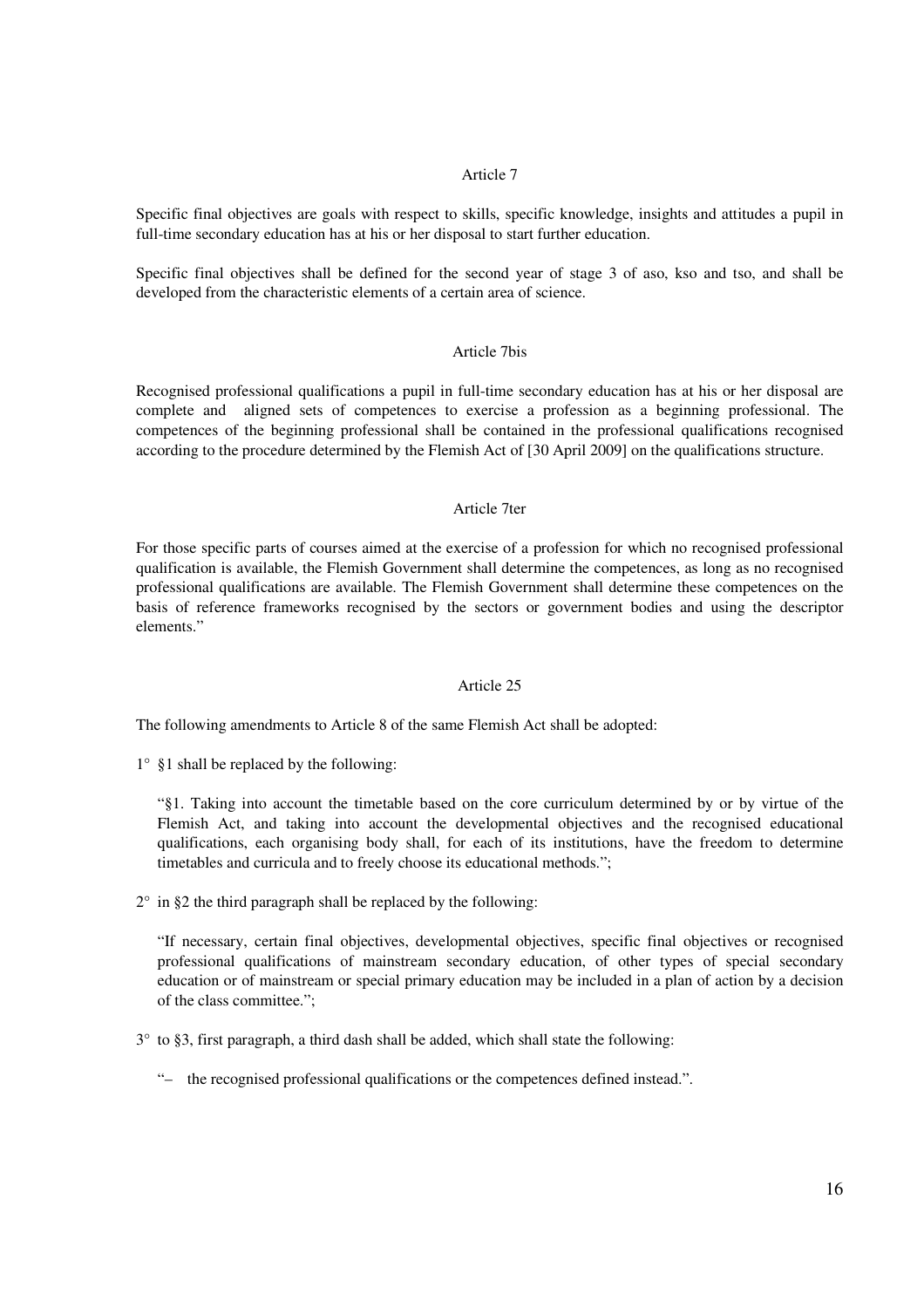Article 7

Specific final objectives are goals with respect to skills, specific knowledge, insights and attitudes a pupil in full-time secondary education has at his or her disposal to start further education.

Specific final objectives shall be defined for the second year of stage 3 of aso, kso and tso, and shall be developed from the characteristic elements of a certain area of science.

Article 7bis

Recognised professional qualifications a pupil in full-time secondary education has at his or her disposal are complete and aligned sets of competences to exercise a profession as a beginning professional. The competences of the beginning professional shall be contained in the professional qualifications recognised according to the procedure determined by the Flemish Act of [30 April 2009] on the qualifications structure.

Article 7ter

For those specific parts of courses aimed at the exercise of a profession for which no recognised professional qualification is available, the Flemish Government shall determine the competences, as long as no recognised professional qualifications are available. The Flemish Government shall determine these competences on the basis of reference frameworks recognised by the sectors or government bodies and using the descriptor elements."

Article 25

The following amendments to Article 8 of the same Flemish Act shall be adopted:

1° §1 shall be replaced by the following:

> "§1. Taking into account the timetable based on the core curriculum determined by or by virtue of the Flemish Act, and taking into account the developmental objectives and the recognised educational qualifications, each organising body shall, for each of its institutions, have the freedom to determine timetables and curricula and to freely choose its educational methods.";

2° in §2 the third paragraph shall be replaced by the following:

> "If necessary, certain final objectives, developmental objectives, specific final objectives or recognised professional qualifications of mainstream secondary education, of other types of special secondary education or of mainstream or special primary education may be included in a plan of action by a decision of the class committee.";

3° to §3, first paragraph, a third dash shall be added, which shall state the following:

> "– the recognised professional qualifications or the competences defined instead.".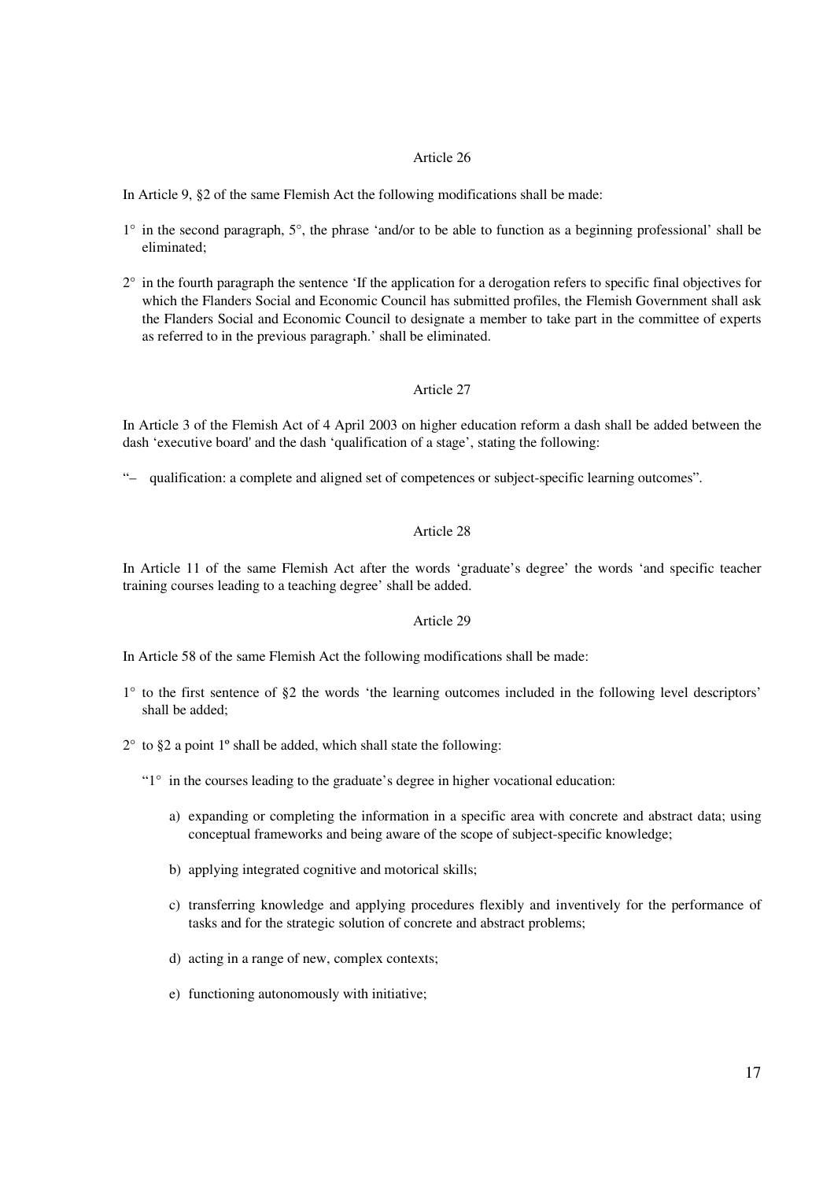Article 26

In Article 9, §2 of the same Flemish Act the following modifications shall be made:

1° in the second paragraph, 5°, the phrase 'and/or to be able to function as a beginning professional' shall be eliminated;

2° in the fourth paragraph the sentence 'If the application for a derogation refers to specific final objectives for which the Flanders Social and Economic Council has submitted profiles, the Flemish Government shall ask the Flanders Social and Economic Council to designate a member to take part in the committee of experts as referred to in the previous paragraph.' shall be eliminated.

Article 27

In Article 3 of the Flemish Act of 4 April 2003 on higher education reform a dash shall be added between the dash 'executive board' and the dash 'qualification of a stage', stating the following:

"– qualification: a complete and aligned set of competences or subject-specific learning outcomes".

Article 28

In Article 11 of the same Flemish Act after the words 'graduate's degree' the words 'and specific teacher training courses leading to a teaching degree' shall be added.

Article 29

In Article 58 of the same Flemish Act the following modifications shall be made:

1° to the first sentence of §2 the words 'the learning outcomes included in the following level descriptors' shall be added;

2° to §2 a point 1º shall be added, which shall state the following:

"1° in the courses leading to the graduate's degree in higher vocational education:

a) expanding or completing the information in a specific area with concrete and abstract data; using conceptual frameworks and being aware of the scope of subject-specific knowledge;

b) applying integrated cognitive and motorical skills;

c) transferring knowledge and applying procedures flexibly and inventively for the performance of tasks and for the strategic solution of concrete and abstract problems;

d) acting in a range of new, complex contexts;

e) functioning autonomously with initiative;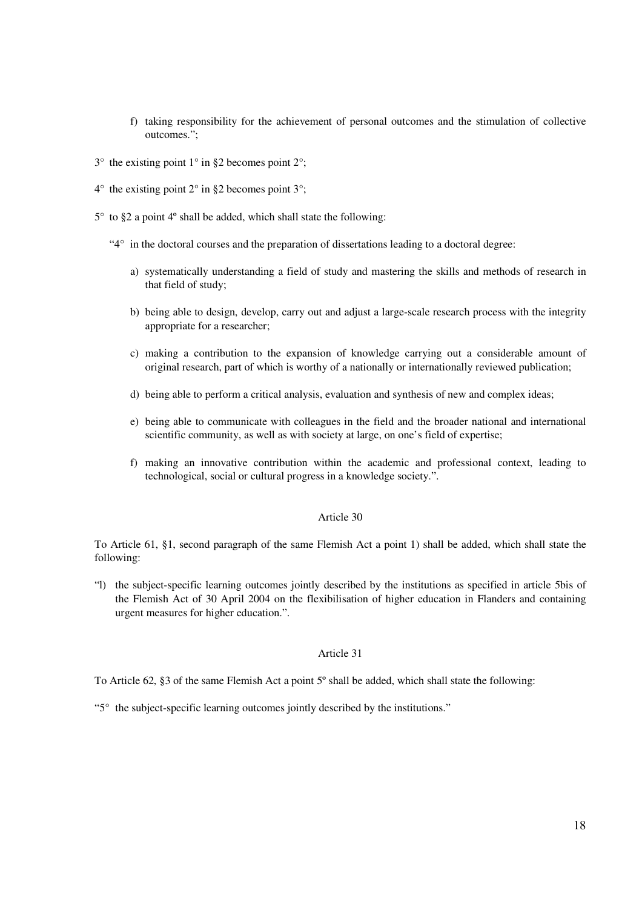f) taking responsibility for the achievement of personal outcomes and the stimulation of collective outcomes.";

3° the existing point 1° in §2 becomes point 2°;

4° the existing point 2° in §2 becomes point 3°;

5° to §2 a point 4º shall be added, which shall state the following:

"4° in the doctoral courses and the preparation of dissertations leading to a doctoral degree:

a) systematically understanding a field of study and mastering the skills and methods of research in that field of study;

b) being able to design, develop, carry out and adjust a large-scale research process with the integrity appropriate for a researcher;

c) making a contribution to the expansion of knowledge carrying out a considerable amount of original research, part of which is worthy of a nationally or internationally reviewed publication;

d) being able to perform a critical analysis, evaluation and synthesis of new and complex ideas;

e) being able to communicate with colleagues in the field and the broader national and international scientific community, as well as with society at large, on one's field of expertise;

f) making an innovative contribution within the academic and professional context, leading to technological, social or cultural progress in a knowledge society.".

Article 30

To Article 61, §1, second paragraph of the same Flemish Act a point 1) shall be added, which shall state the following:

"l) the subject-specific learning outcomes jointly described by the institutions as specified in article 5bis of the Flemish Act of 30 April 2004 on the flexibilisation of higher education in Flanders and containing urgent measures for higher education.".

Article 31

To Article 62, §3 of the same Flemish Act a point 5º shall be added, which shall state the following:

"5° the subject-specific learning outcomes jointly described by the institutions."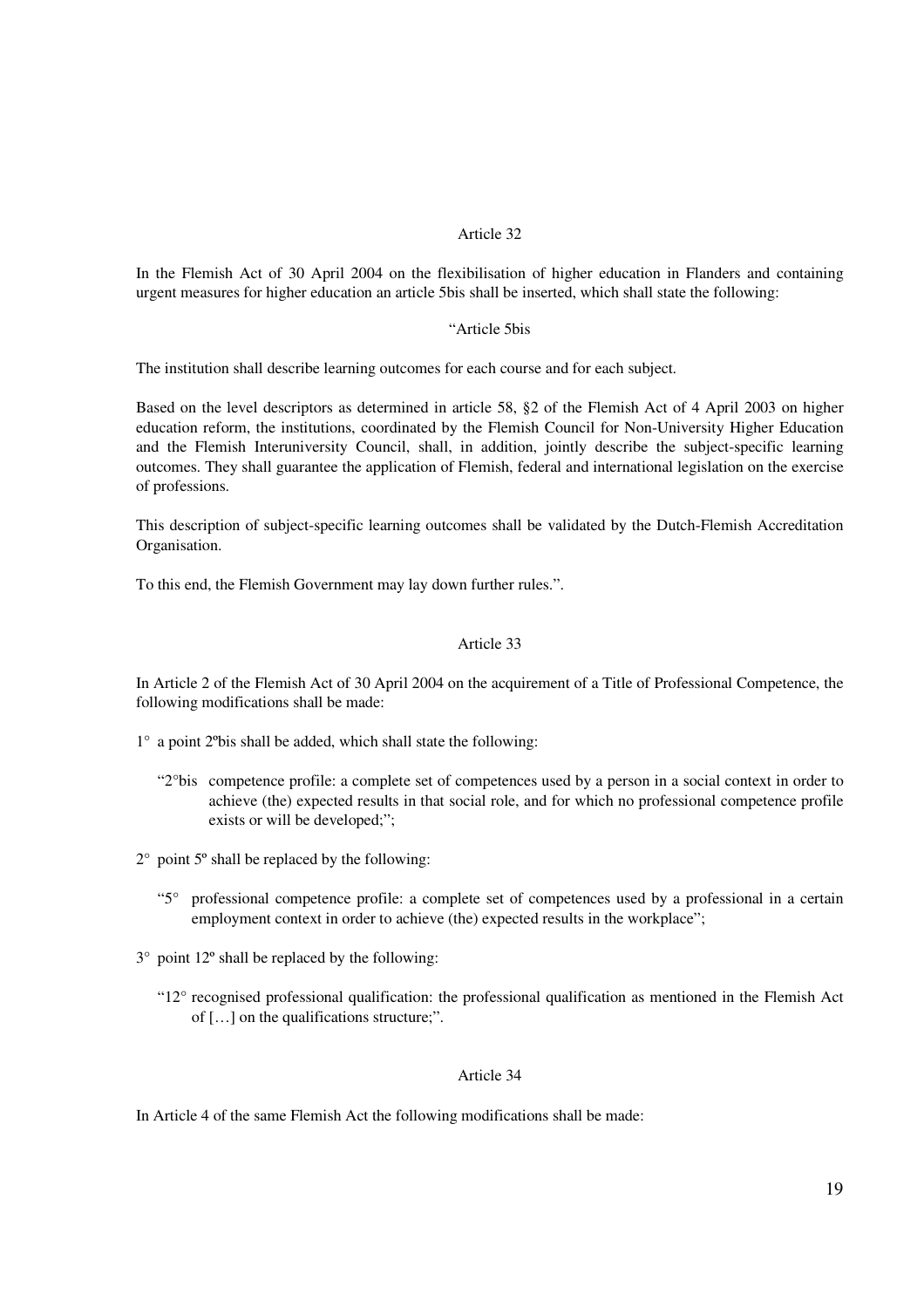### Article 32

In the Flemish Act of 30 April 2004 on the flexibilisation of higher education in Flanders and containing urgent measures for higher education an article 5bis shall be inserted, which shall state the following:

"Article 5bis

The institution shall describe learning outcomes for each course and for each subject.

Based on the level descriptors as determined in article 58, §2 of the Flemish Act of 4 April 2003 on higher education reform, the institutions, coordinated by the Flemish Council for Non-University Higher Education and the Flemish Interuniversity Council, shall, in addition, jointly describe the subject-specific learning outcomes. They shall guarantee the application of Flemish, federal and international legislation on the exercise of professions.

This description of subject-specific learning outcomes shall be validated by the Dutch-Flemish Accreditation Organisation.

To this end, the Flemish Government may lay down further rules.".

### Article 33

In Article 2 of the Flemish Act of 30 April 2004 on the acquirement of a Title of Professional Competence, the following modifications shall be made:

1° a point 2ºbis shall be added, which shall state the following:

> "2°bis competence profile: a complete set of competences used by a person in a social context in order to achieve (the) expected results in that social role, and for which no professional competence profile exists or will be developed;";

2° point 5º shall be replaced by the following:

> "5° professional competence profile: a complete set of competences used by a professional in a certain employment context in order to achieve (the) expected results in the workplace";

3° point 12º shall be replaced by the following:

> "12° recognised professional qualification: the professional qualification as mentioned in the Flemish Act of […] on the qualifications structure;".

### Article 34

In Article 4 of the same Flemish Act the following modifications shall be made: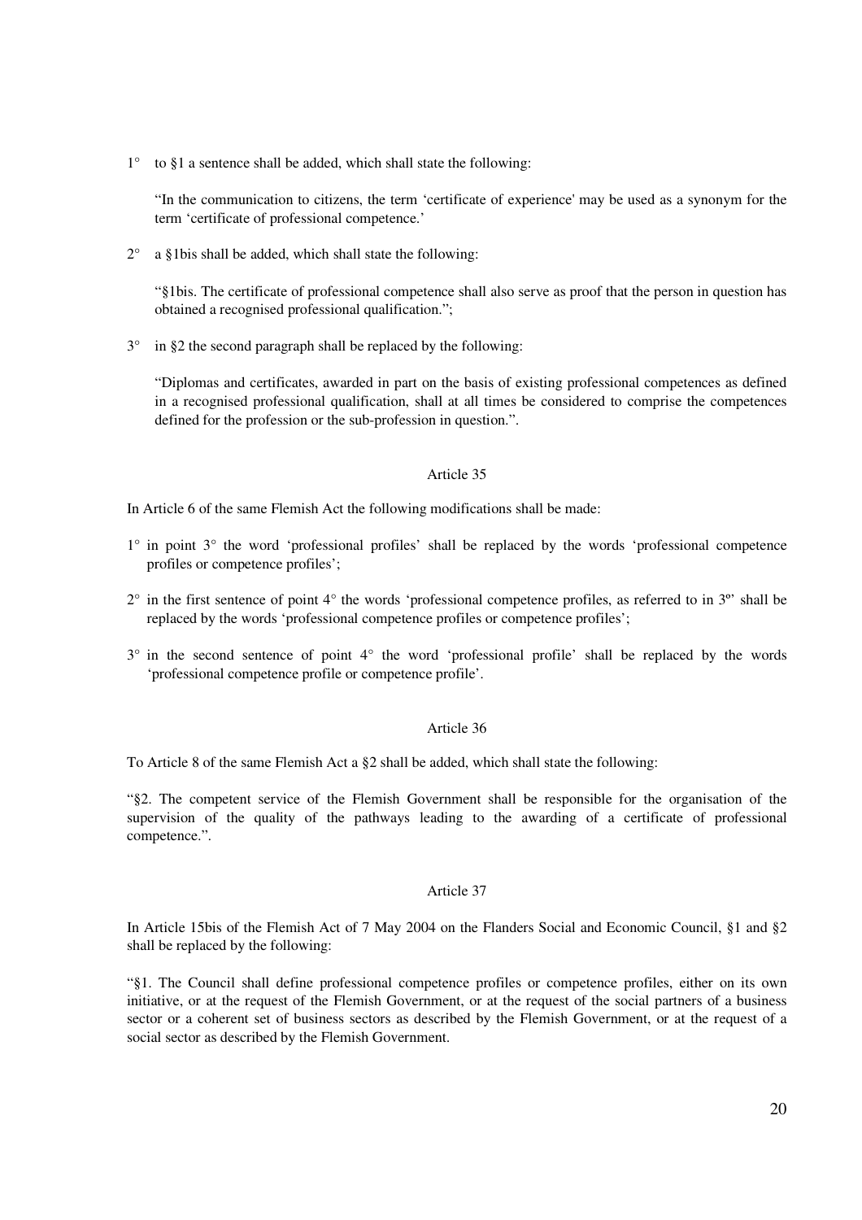1° to §1 a sentence shall be added, which shall state the following:

"In the communication to citizens, the term 'certificate of experience' may be used as a synonym for the term 'certificate of professional competence.'

2° a §1bis shall be added, which shall state the following:

"§1bis. The certificate of professional competence shall also serve as proof that the person in question has obtained a recognised professional qualification.";

3° in §2 the second paragraph shall be replaced by the following:

"Diplomas and certificates, awarded in part on the basis of existing professional competences as defined in a recognised professional qualification, shall at all times be considered to comprise the competences defined for the profession or the sub-profession in question.".

Article 35

In Article 6 of the same Flemish Act the following modifications shall be made:

1° in point 3° the word 'professional profiles' shall be replaced by the words 'professional competence profiles or competence profiles';

2° in the first sentence of point 4° the words 'professional competence profiles, as referred to in 3º' shall be replaced by the words 'professional competence profiles or competence profiles';

3° in the second sentence of point 4° the word 'professional profile' shall be replaced by the words 'professional competence profile or competence profile'.

Article 36

To Article 8 of the same Flemish Act a §2 shall be added, which shall state the following:

"§2. The competent service of the Flemish Government shall be responsible for the organisation of the supervision of the quality of the pathways leading to the awarding of a certificate of professional competence.".

Article 37

In Article 15bis of the Flemish Act of 7 May 2004 on the Flanders Social and Economic Council, §1 and §2 shall be replaced by the following:

"§1. The Council shall define professional competence profiles or competence profiles, either on its own initiative, or at the request of the Flemish Government, or at the request of the social partners of a business sector or a coherent set of business sectors as described by the Flemish Government, or at the request of a social sector as described by the Flemish Government.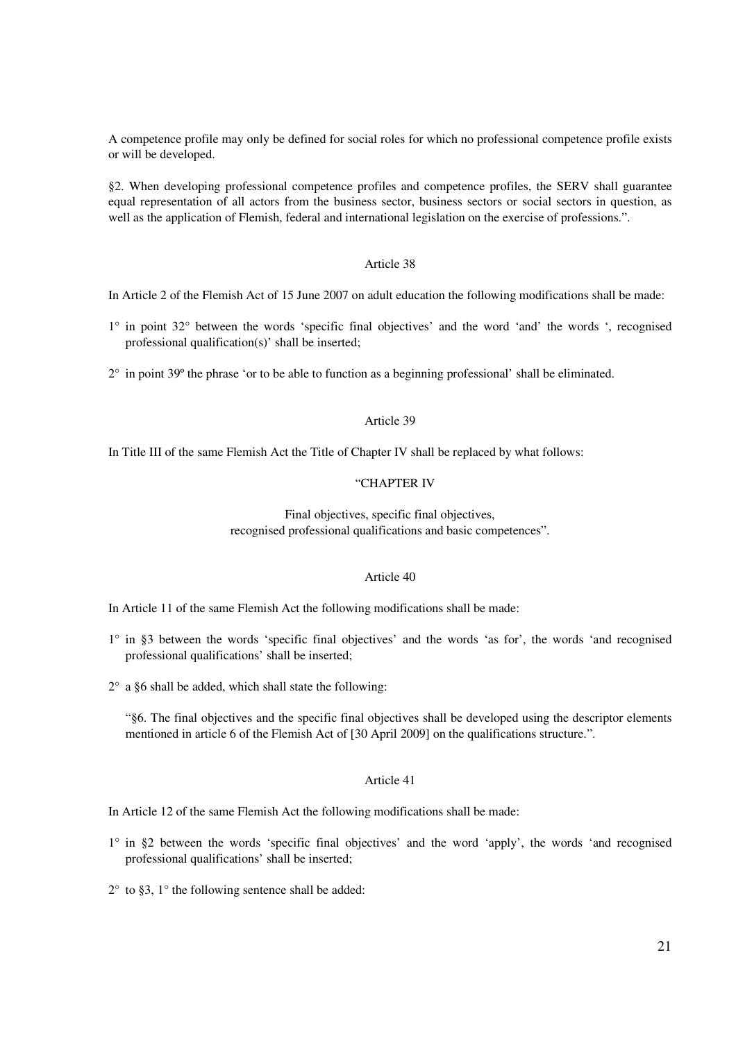A competence profile may only be defined for social roles for which no professional competence profile exists or will be developed.

§2. When developing professional competence profiles and competence profiles, the SERV shall guarantee equal representation of all actors from the business sector, business sectors or social sectors in question, as well as the application of Flemish, federal and international legislation on the exercise of professions.".

Article 38

In Article 2 of the Flemish Act of 15 June 2007 on adult education the following modifications shall be made:

1° in point 32° between the words 'specific final objectives' and the word 'and' the words ', recognised professional qualification(s)' shall be inserted;

2° in point 39º the phrase 'or to be able to function as a beginning professional' shall be eliminated.

Article 39

In Title III of the same Flemish Act the Title of Chapter IV shall be replaced by what follows:

"CHAPTER IV

Final objectives, specific final objectives, recognised professional qualifications and basic competences".

Article 40

In Article 11 of the same Flemish Act the following modifications shall be made:

1° in §3 between the words 'specific final objectives' and the words 'as for', the words 'and recognised professional qualifications' shall be inserted;

2° a §6 shall be added, which shall state the following:

"§6. The final objectives and the specific final objectives shall be developed using the descriptor elements mentioned in article 6 of the Flemish Act of [30 April 2009] on the qualifications structure.".

Article 41

In Article 12 of the same Flemish Act the following modifications shall be made:

1° in §2 between the words 'specific final objectives' and the word 'apply', the words 'and recognised professional qualifications' shall be inserted;

2° to §3, 1° the following sentence shall be added: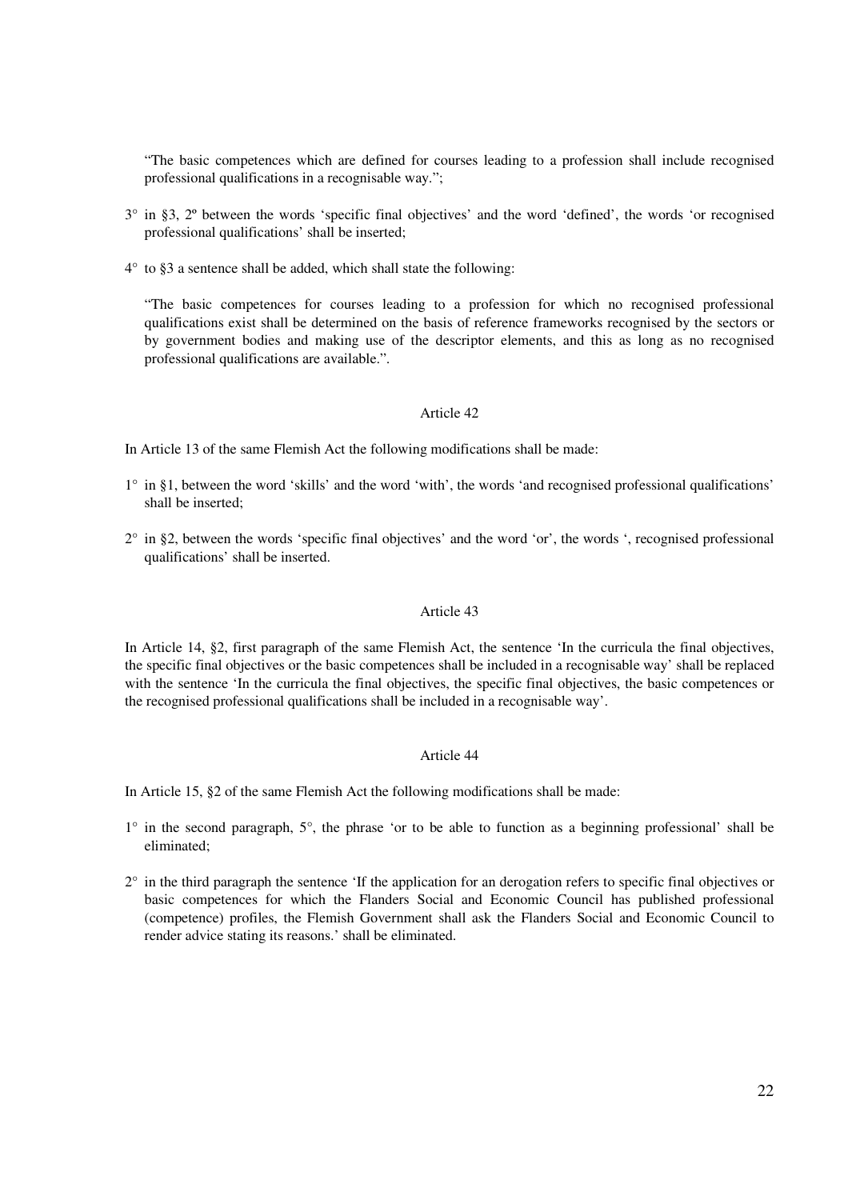"The basic competences which are defined for courses leading to a profession shall include recognised professional qualifications in a recognisable way.";

3° in §3, 2º between the words 'specific final objectives' and the word 'defined', the words 'or recognised professional qualifications' shall be inserted;

4° to §3 a sentence shall be added, which shall state the following:

"The basic competences for courses leading to a profession for which no recognised professional qualifications exist shall be determined on the basis of reference frameworks recognised by the sectors or by government bodies and making use of the descriptor elements, and this as long as no recognised professional qualifications are available.".

Article 42

In Article 13 of the same Flemish Act the following modifications shall be made:

1° in §1, between the word 'skills' and the word 'with', the words 'and recognised professional qualifications' shall be inserted;

2° in §2, between the words 'specific final objectives' and the word 'or', the words ', recognised professional qualifications' shall be inserted.

Article 43

In Article 14, §2, first paragraph of the same Flemish Act, the sentence 'In the curricula the final objectives, the specific final objectives or the basic competences shall be included in a recognisable way' shall be replaced with the sentence 'In the curricula the final objectives, the specific final objectives, the basic competences or the recognised professional qualifications shall be included in a recognisable way'.

Article 44

In Article 15, §2 of the same Flemish Act the following modifications shall be made:

1° in the second paragraph, 5°, the phrase 'or to be able to function as a beginning professional' shall be eliminated;

2° in the third paragraph the sentence 'If the application for an derogation refers to specific final objectives or basic competences for which the Flanders Social and Economic Council has published professional (competence) profiles, the Flemish Government shall ask the Flanders Social and Economic Council to render advice stating its reasons.' shall be eliminated.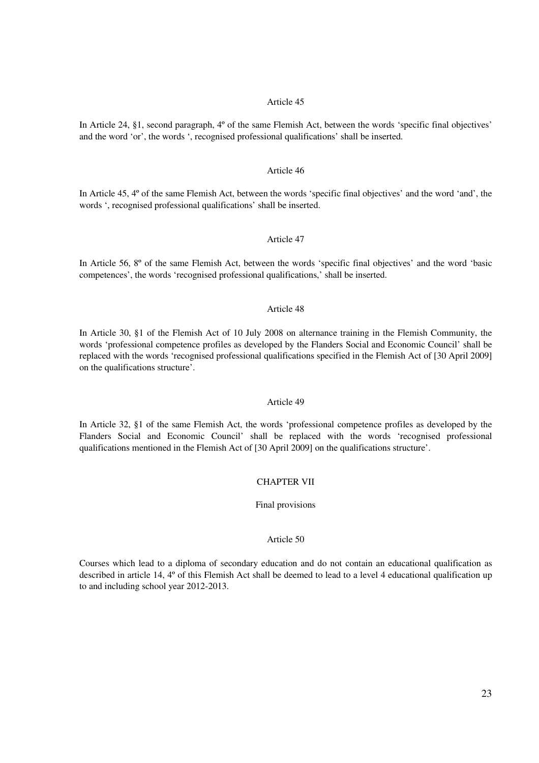Article 45

In Article 24, §1, second paragraph, 4º of the same Flemish Act, between the words 'specific final objectives' and the word 'or', the words ', recognised professional qualifications' shall be inserted.

Article 46

In Article 45, 4º of the same Flemish Act, between the words 'specific final objectives' and the word 'and', the words ', recognised professional qualifications' shall be inserted.

Article 47

In Article 56, 8º of the same Flemish Act, between the words 'specific final objectives' and the word 'basic competences', the words 'recognised professional qualifications,' shall be inserted.

Article 48

In Article 30, §1 of the Flemish Act of 10 July 2008 on alternance training in the Flemish Community, the words 'professional competence profiles as developed by the Flanders Social and Economic Council' shall be replaced with the words 'recognised professional qualifications specified in the Flemish Act of [30 April 2009] on the qualifications structure'.

Article 49

In Article 32, §1 of the same Flemish Act, the words 'professional competence profiles as developed by the Flanders Social and Economic Council' shall be replaced with the words 'recognised professional qualifications mentioned in the Flemish Act of [30 April 2009] on the qualifications structure'.

## CHAPTER VII

## Final provisions

Article 50

Courses which lead to a diploma of secondary education and do not contain an educational qualification as described in article 14, 4º of this Flemish Act shall be deemed to lead to a level 4 educational qualification up to and including school year 2012-2013.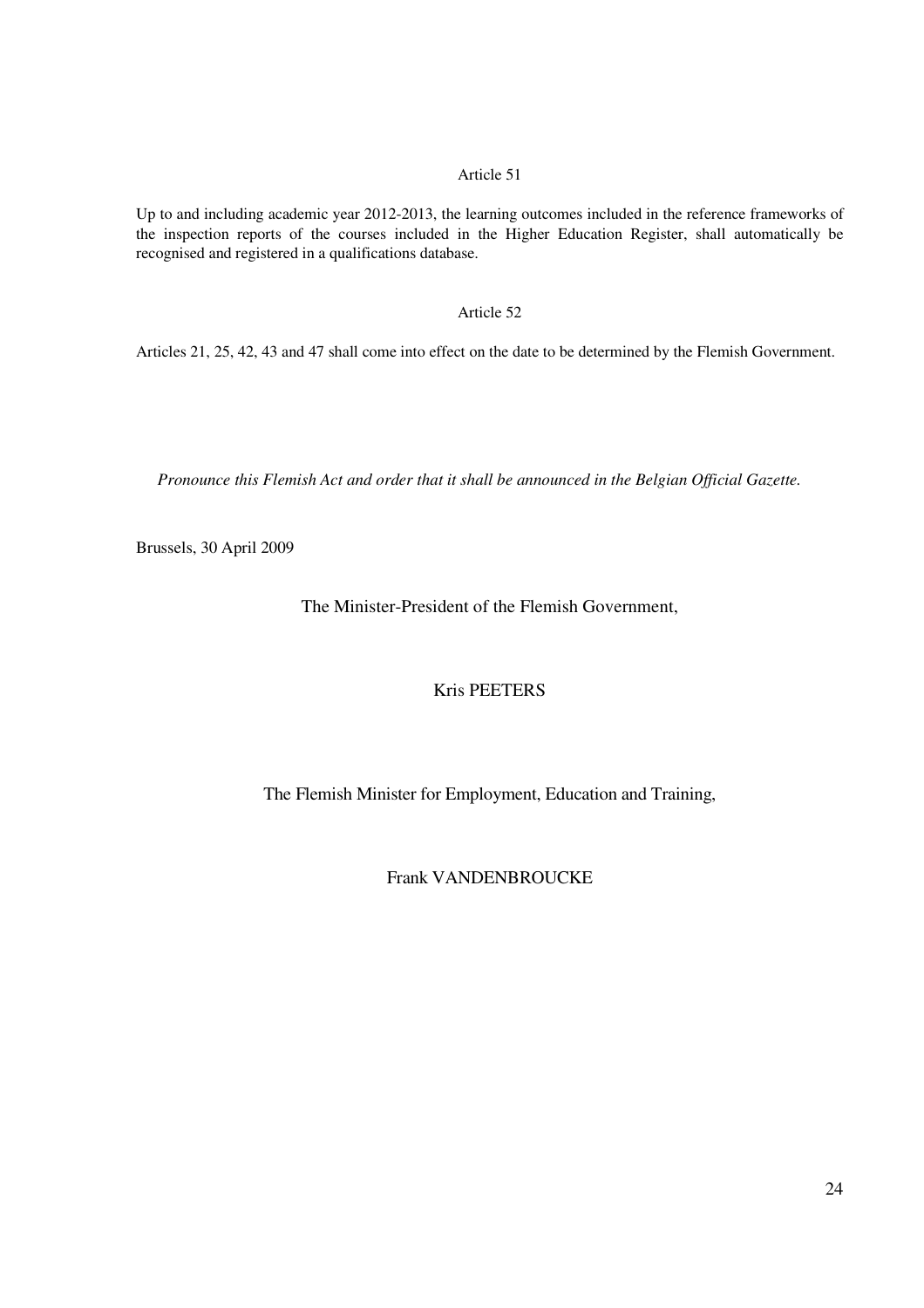Article 51

Up to and including academic year 2012-2013, the learning outcomes included in the reference frameworks of the inspection reports of the courses included in the Higher Education Register, shall automatically be recognised and registered in a qualifications database.

Article 52

Articles 21, 25, 42, 43 and 47 shall come into effect on the date to be determined by the Flemish Government.

*Pronounce this Flemish Act and order that it shall be announced in the Belgian Official Gazette.*

Brussels, 30 April 2009

The Minister-President of the Flemish Government,

Kris PEETERS

The Flemish Minister for Employment, Education and Training,

Frank VANDENBROUCKE